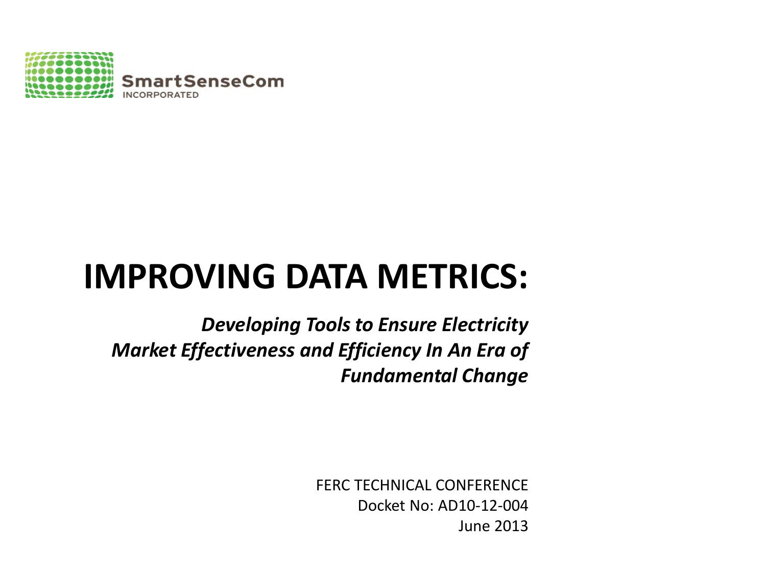SmartSenseCom
INCORPORATED

# IMPROVING DATA METRICS:

***Developing Tools to Ensure Electricity Market Effectiveness and Efficiency In An Era of Fundamental Change***

FERC TECHNICAL CONFERENCE
Docket No: AD10-12-004
June 2013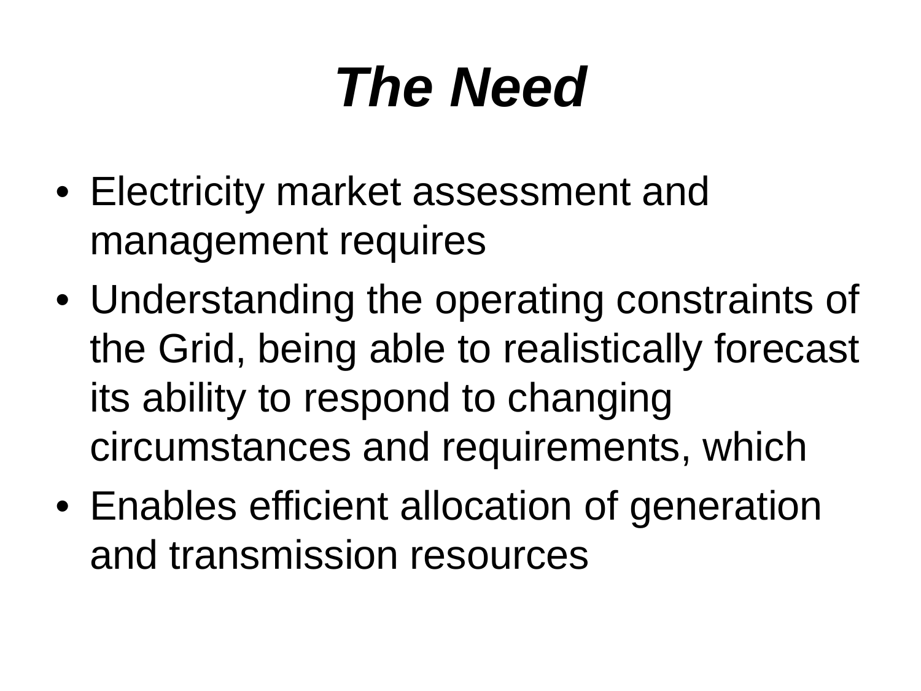# *The Need*

- Electricity market assessment and management requires
- Understanding the operating constraints of the Grid, being able to realistically forecast its ability to respond to changing circumstances and requirements, which
- Enables efficient allocation of generation and transmission resources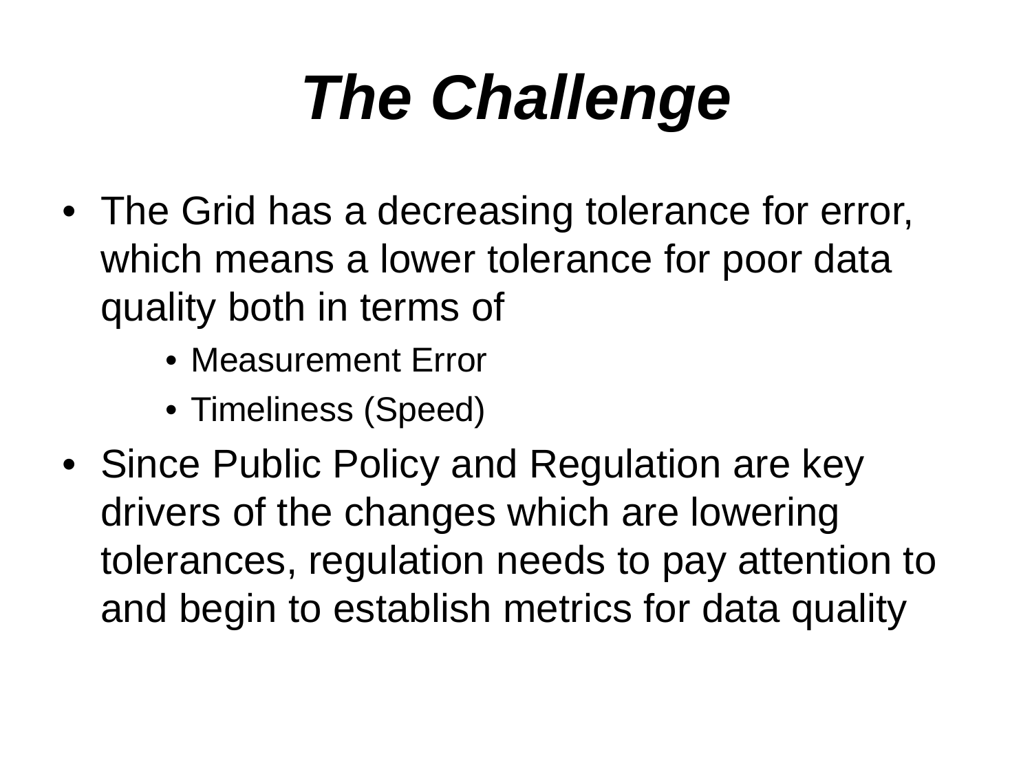# ***The Challenge***

- The Grid has a decreasing tolerance for error, which means a lower tolerance for poor data quality both in terms of
    - Measurement Error
    - Timeliness (Speed)
- Since Public Policy and Regulation are key drivers of the changes which are lowering tolerances, regulation needs to pay attention to and begin to establish metrics for data quality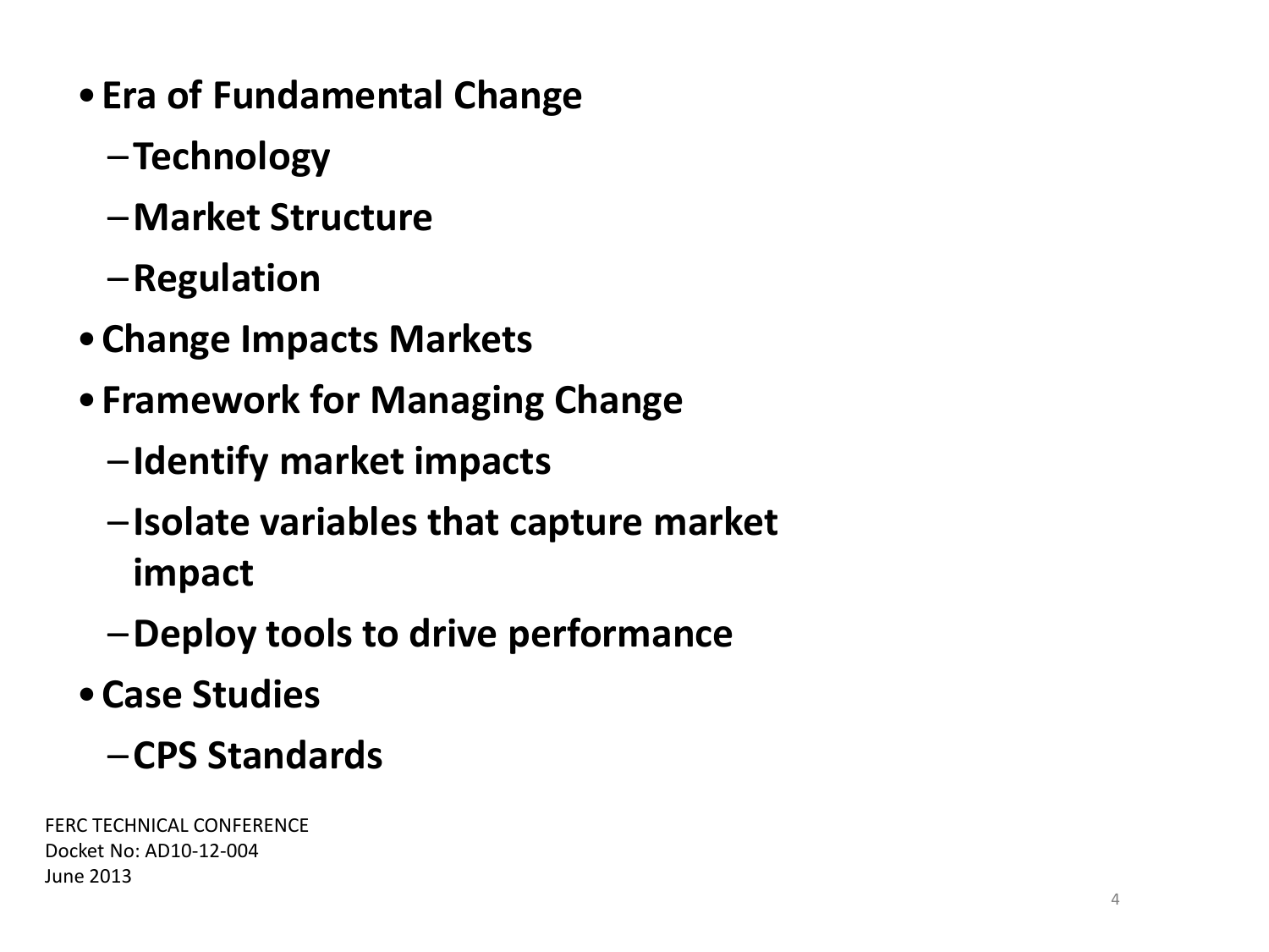- **Era of Fundamental Change**
  - **Technology**
  - **Market Structure**
  - **Regulation**
- **Change Impacts Markets**
- **Framework for Managing Change**
  - **Identify market impacts**
  - **Isolate variables that capture market impact**
  - **Deploy tools to drive performance**
- **Case Studies**
  - **CPS Standards**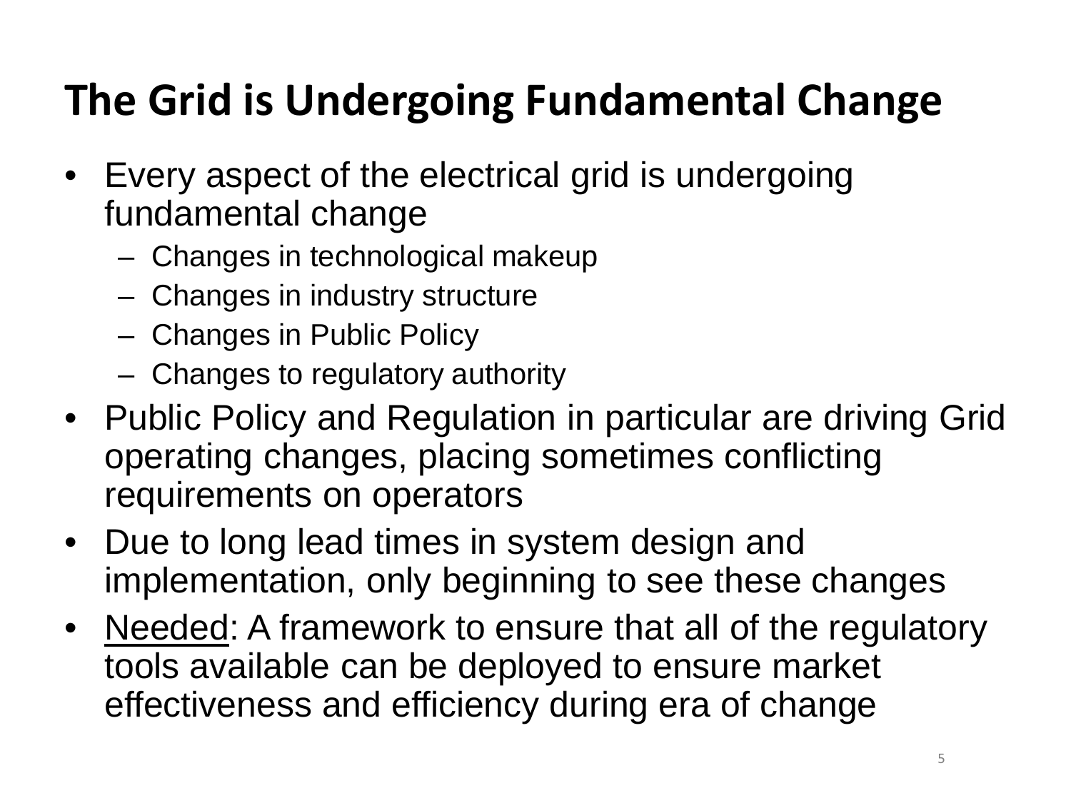# The Grid is Undergoing Fundamental Change

- Every aspect of the electrical grid is undergoing fundamental change
  - Changes in technological makeup
  - Changes in industry structure
  - Changes in Public Policy
  - Changes to regulatory authority
- Public Policy and Regulation in particular are driving Grid operating changes, placing sometimes conflicting requirements on operators
- Due to long lead times in system design and implementation, only beginning to see these changes
- <u>Needed</u>: A framework to ensure that all of the regulatory tools available can be deployed to ensure market effectiveness and efficiency during era of change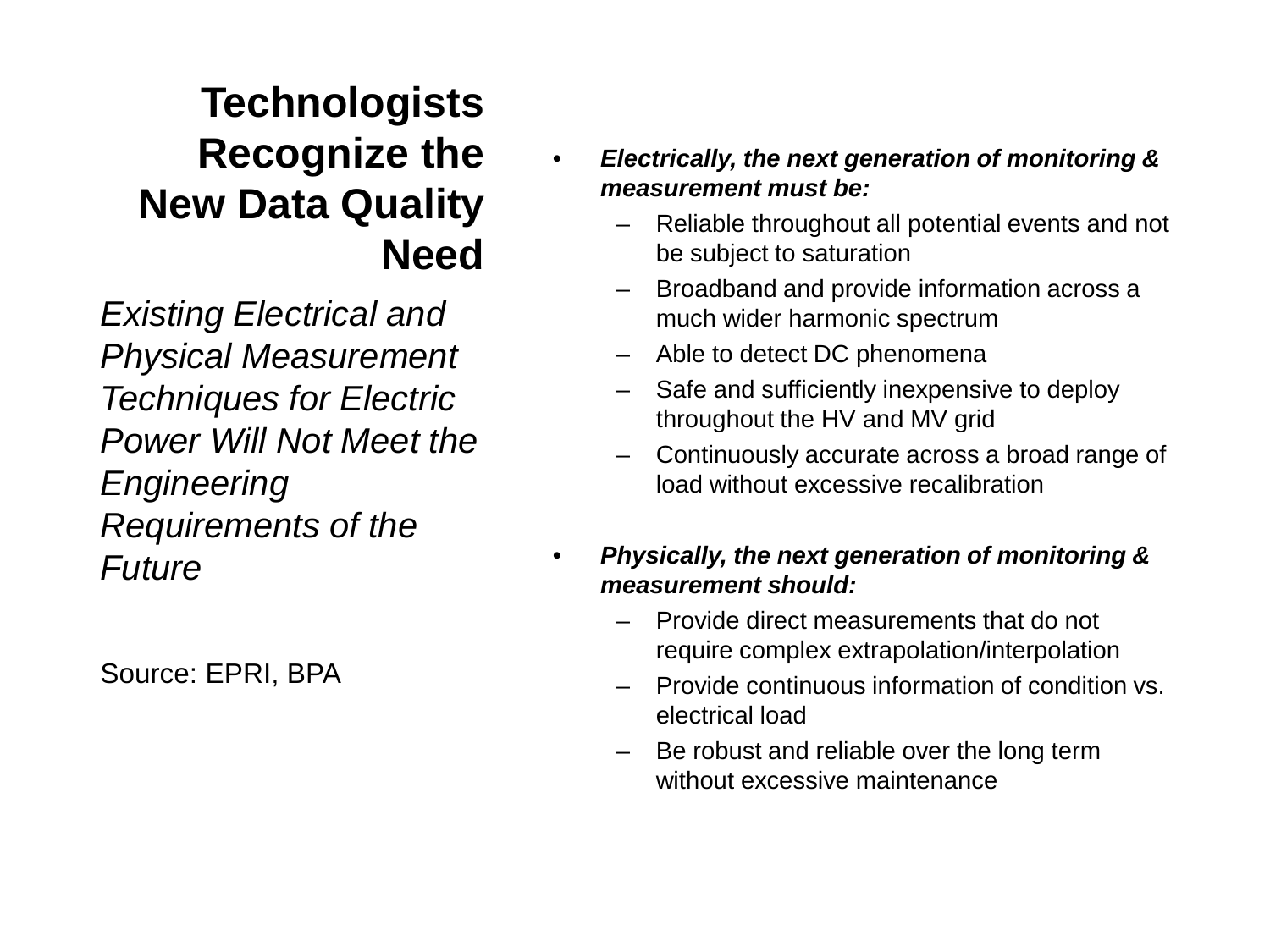# Technologists Recognize the New Data Quality Need

*Existing Electrical and Physical Measurement Techniques for Electric Power Will Not Meet the Engineering Requirements of the Future*

Source: EPRI, BPA

- ***Electrically, the next generation of monitoring & measurement must be:***
  - Reliable throughout all potential events and not be subject to saturation
  - Broadband and provide information across a much wider harmonic spectrum
  - Able to detect DC phenomena
  - Safe and sufficiently inexpensive to deploy throughout the HV and MV grid
  - Continuously accurate across a broad range of load without excessive recalibration

- ***Physically, the next generation of monitoring & measurement should:***
  - Provide direct measurements that do not require complex extrapolation/interpolation
  - Provide continuous information of condition vs. electrical load
  - Be robust and reliable over the long term without excessive maintenance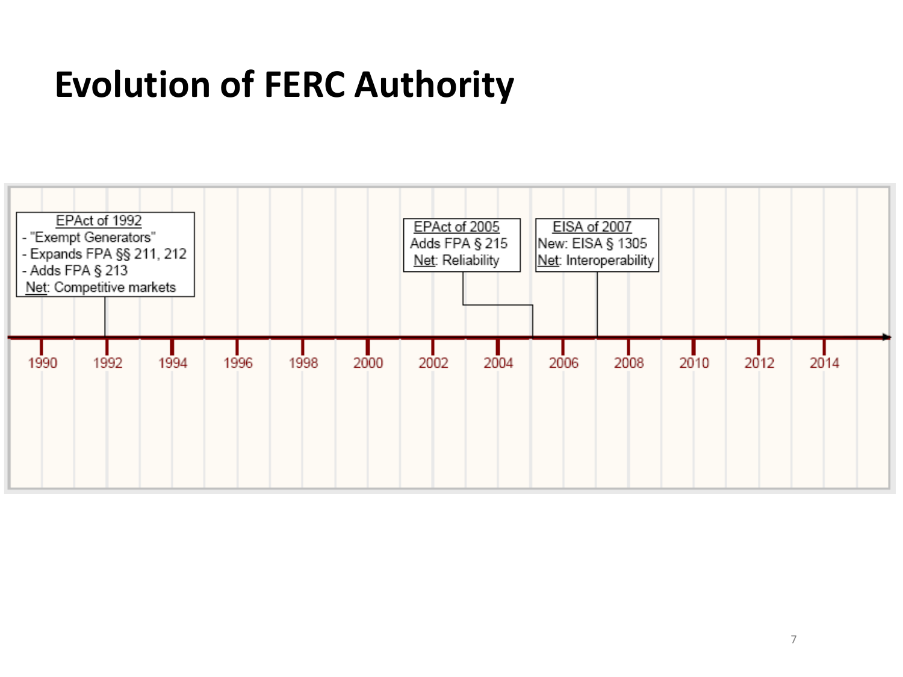# Evolution of FERC Authority

**EPAct of 1992**
- "Exempt Generators"
- Expands FPA §§ 211, 212
- Adds FPA § 213

Net: Competitive markets

**EPAct of 2005**
Adds FPA § 215
Net: Reliability

**EISA of 2007**
New: EISA § 1305
Net: Interoperability

1990 | 1992 | 1994 | 1996 | 1998 | 2000 | 2002 | 2004 | 2006 | 2008 | 2010 | 2012 | 2014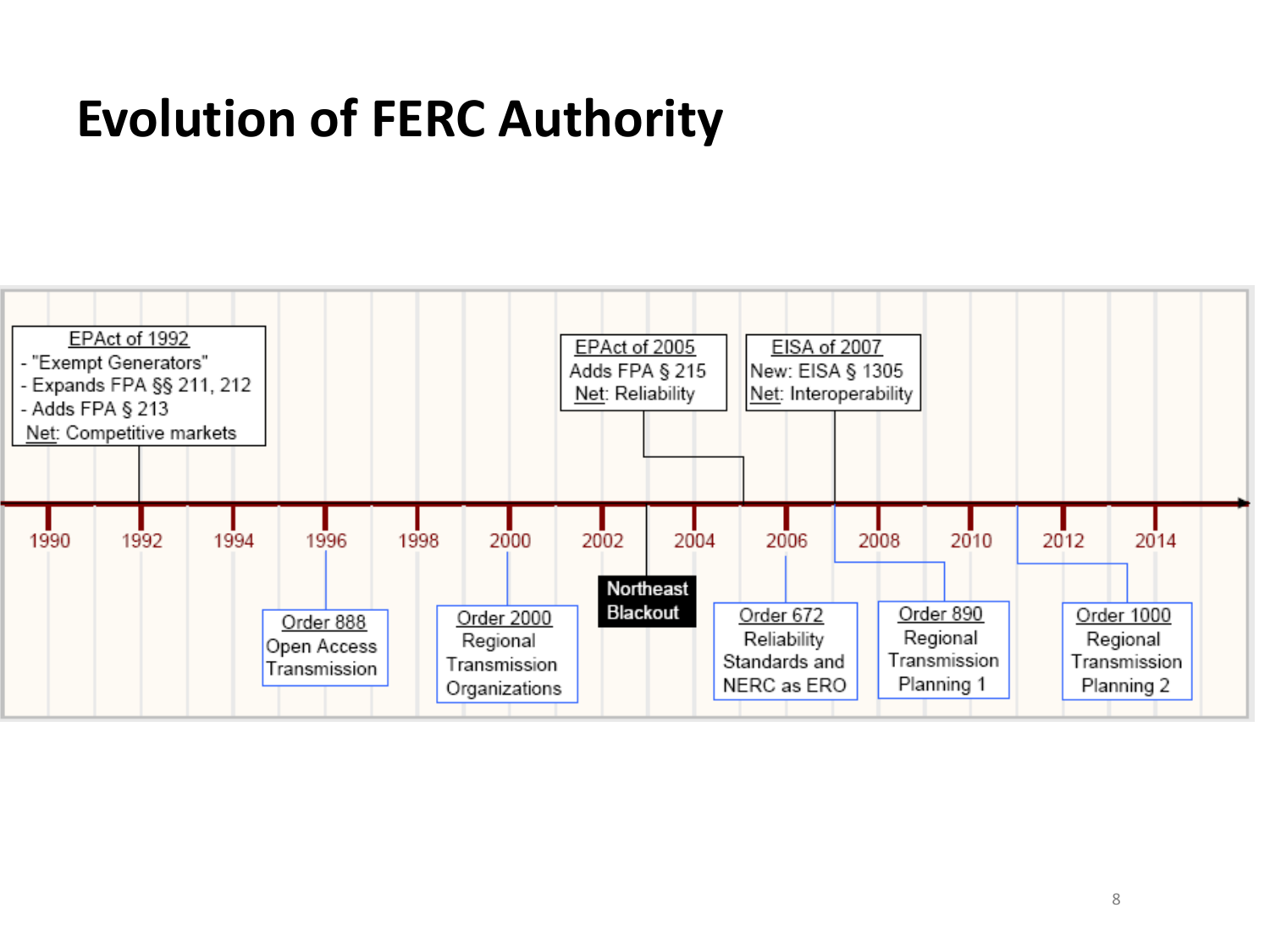# Evolution of FERC Authority

**Timeline: 1990 – 2014**

**Above the timeline:**

- **EPAct of 1992** (1992)
  - "Exempt Generators"
  - Expands FPA §§ 211, 212
  - Adds FPA § 213
  - Net: Competitive markets
- **EPAct of 2005** (2005)
  - Adds FPA § 215
  - Net: Reliability
- **EISA of 2007** (2007)
  - New: EISA § 1305
  - Net: Interoperability

**Below the timeline:**

- **Order 888** (1996) – Open Access Transmission
- **Order 2000** (2000) – Regional Transmission Organizations
- **Northeast Blackout** (2003)
- **Order 672** (2006) – Reliability Standards and NERC as ERO
- **Order 890** (2007) – Regional Transmission Planning 1
- **Order 1000** (2011) – Regional Transmission Planning 2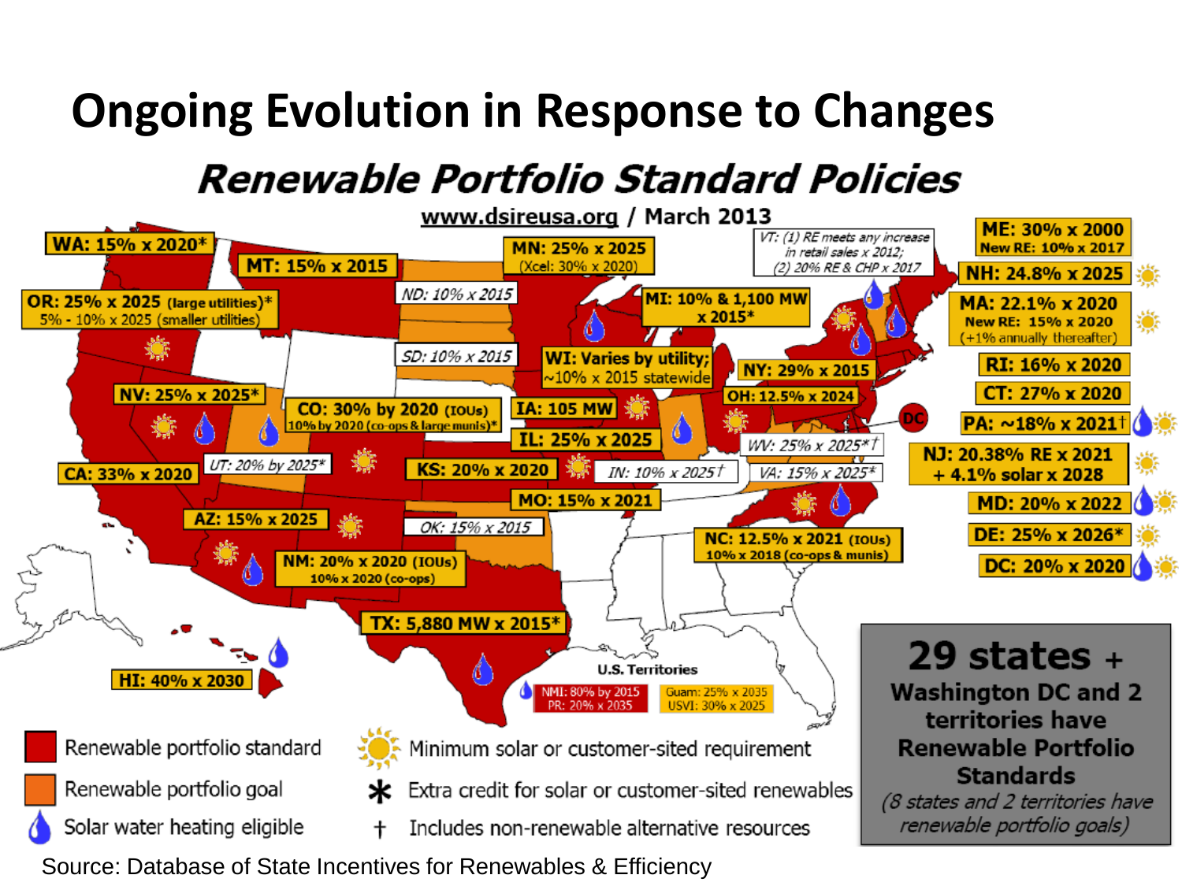# Ongoing Evolution in Response to Changes

## Renewable Portfolio Standard Policies

www.dsireusa.org / March 2013

WA: 15% x 2020*

OR: 25% x 2025 (large utilities)*
5% - 10% x 2025 (smaller utilities)

MT: 15% x 2015

NV: 25% x 2025*

CA: 33% x 2020

UT: 20% by 2025*

AZ: 15% x 2025

CO: 30% by 2020 (IOUs)
10% by 2020 (co-ops & large munis)*

NM: 20% x 2020 (IOUs)
10% x 2020 (co-ops)

ND: 10% x 2015

SD: 10% x 2015

MN: 25% x 2025
(Xcel: 30% x 2020)

IA: 105 MW

KS: 20% x 2020

OK: 15% x 2015

TX: 5,880 MW x 2015*

MO: 15% x 2021

IL: 25% x 2025

WI: Varies by utility;
~10% x 2015 statewide

MI: 10% & 1,100 MW
x 2015*

IN: 10% x 2025†

OH: 12.5% x 2024

WV: 25% x 2025*†

VA: 15% x 2025*

NC: 12.5% x 2021 (IOUs)
10% x 2018 (co-ops & munis)

NY: 29% x 2015

VT: (1) RE meets any increase in retail sales x 2012;
(2) 20% RE & CHP x 2017

ME: 30% x 2000
New RE: 10% x 2017

NH: 24.8% x 2025

MA: 22.1% x 2020
New RE: 15% x 2020
(+1% annually thereafter)

RI: 16% x 2020

CT: 27% x 2020

PA: ~18% x 2021†

NJ: 20.38% RE x 2021
+ 4.1% solar x 2028

MD: 20% x 2022

DE: 25% x 2026*

DC: 20% x 2020

HI: 40% x 2030

U.S. Territories
NMI: 80% by 2015
PR: 20% x 2035
Guam: 25% x 2035
USVI: 30% x 2025

Renewable portfolio standard
Renewable portfolio goal
Solar water heating eligible
Minimum solar or customer-sited requirement
* Extra credit for solar or customer-sited renewables
† Includes non-renewable alternative resources

**29 states + Washington DC and 2 territories have Renewable Portfolio Standards**
*(8 states and 2 territories have renewable portfolio goals)*

Source: Database of State Incentives for Renewables & Efficiency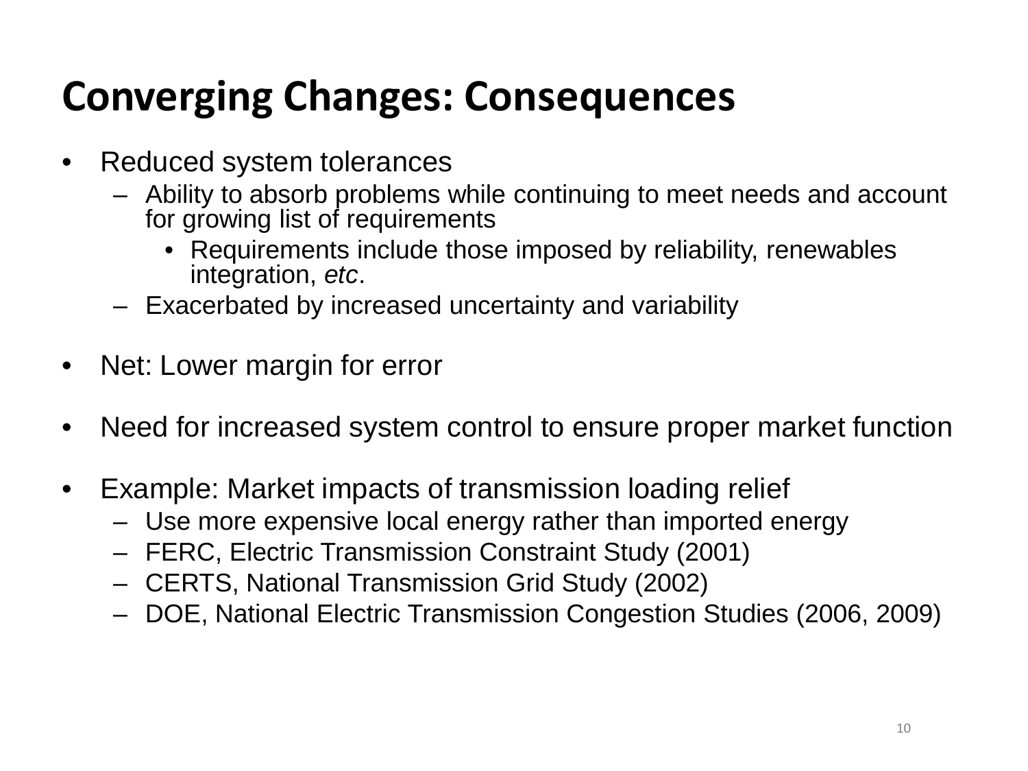# Converging Changes: Consequences

- Reduced system tolerances
  - Ability to absorb problems while continuing to meet needs and account for growing list of requirements
    - Requirements include those imposed by reliability, renewables integration, *etc*.
  - Exacerbated by increased uncertainty and variability
- Net: Lower margin for error
- Need for increased system control to ensure proper market function
- Example: Market impacts of transmission loading relief
  - Use more expensive local energy rather than imported energy
  - FERC, Electric Transmission Constraint Study (2001)
  - CERTS, National Transmission Grid Study (2002)
  - DOE, National Electric Transmission Congestion Studies (2006, 2009)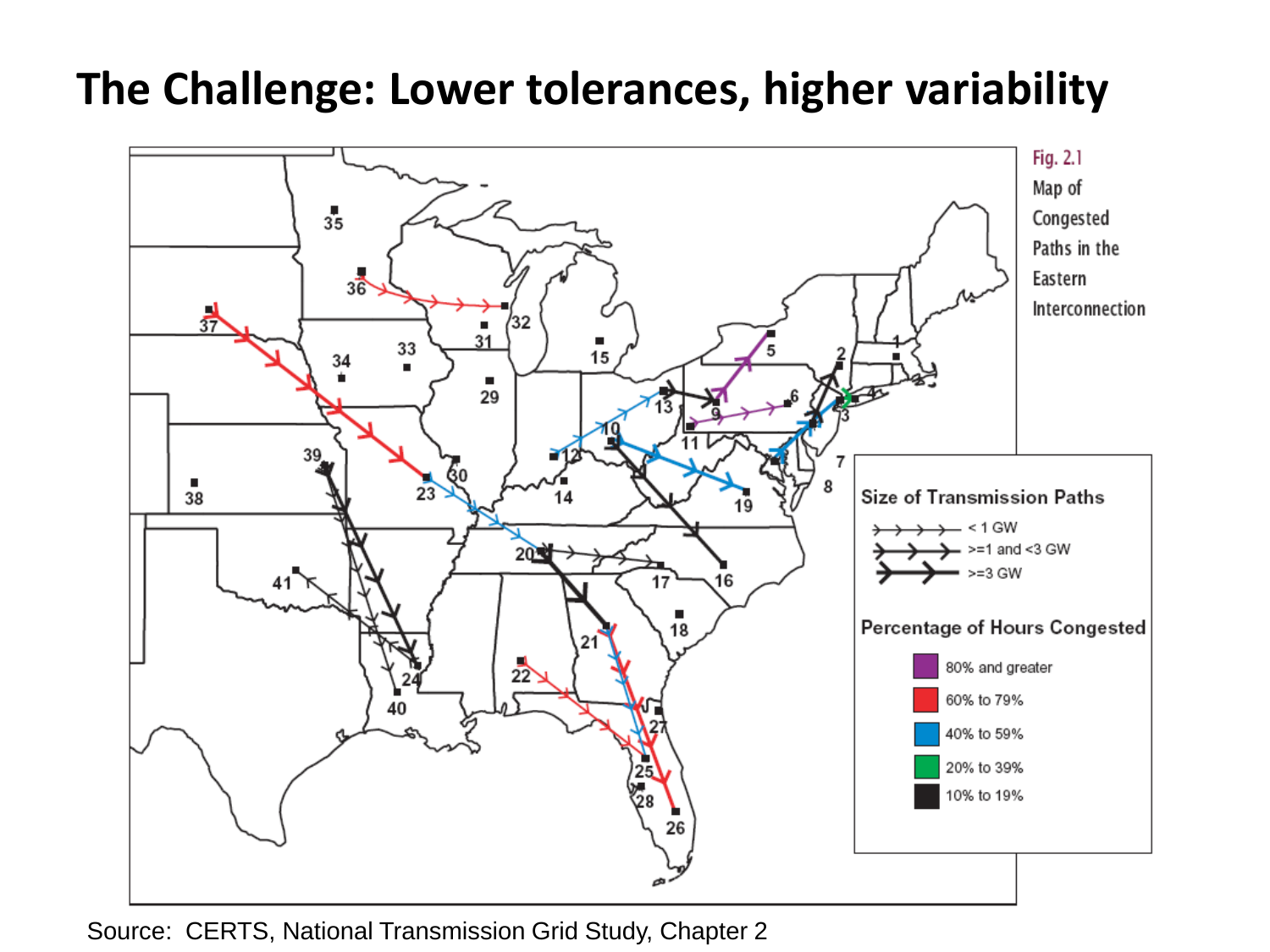# The Challenge: Lower tolerances, higher variability

Fig. 2.1 Map of Congested Paths in the Eastern Interconnection

**Size of Transmission Paths**

- < 1 GW
- >=1 and <3 GW
- >=3 GW

**Percentage of Hours Congested**

- 80% and greater
- 60% to 79%
- 40% to 59%
- 20% to 39%
- 10% to 19%

Source: CERTS, National Transmission Grid Study, Chapter 2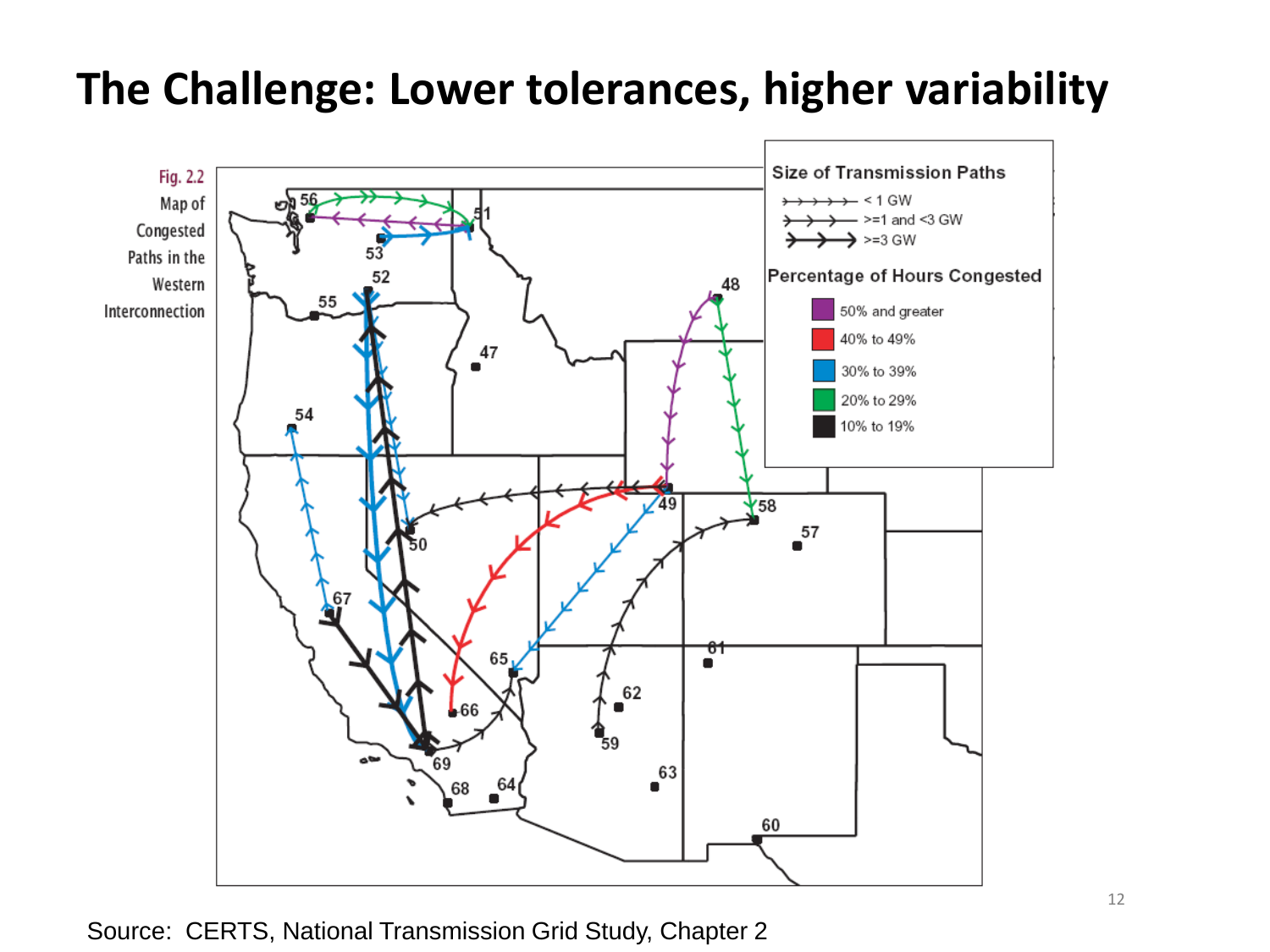# The Challenge: Lower tolerances, higher variability

Fig. 2.2 Map of Congested Paths in the Western Interconnection

**Size of Transmission Paths**

- < 1 GW
- >=1 and <3 GW
- >=3 GW

**Percentage of Hours Congested**

- 50% and greater
- 40% to 49%
- 30% to 39%
- 20% to 29%
- 10% to 19%

Source: CERTS, National Transmission Grid Study, Chapter 2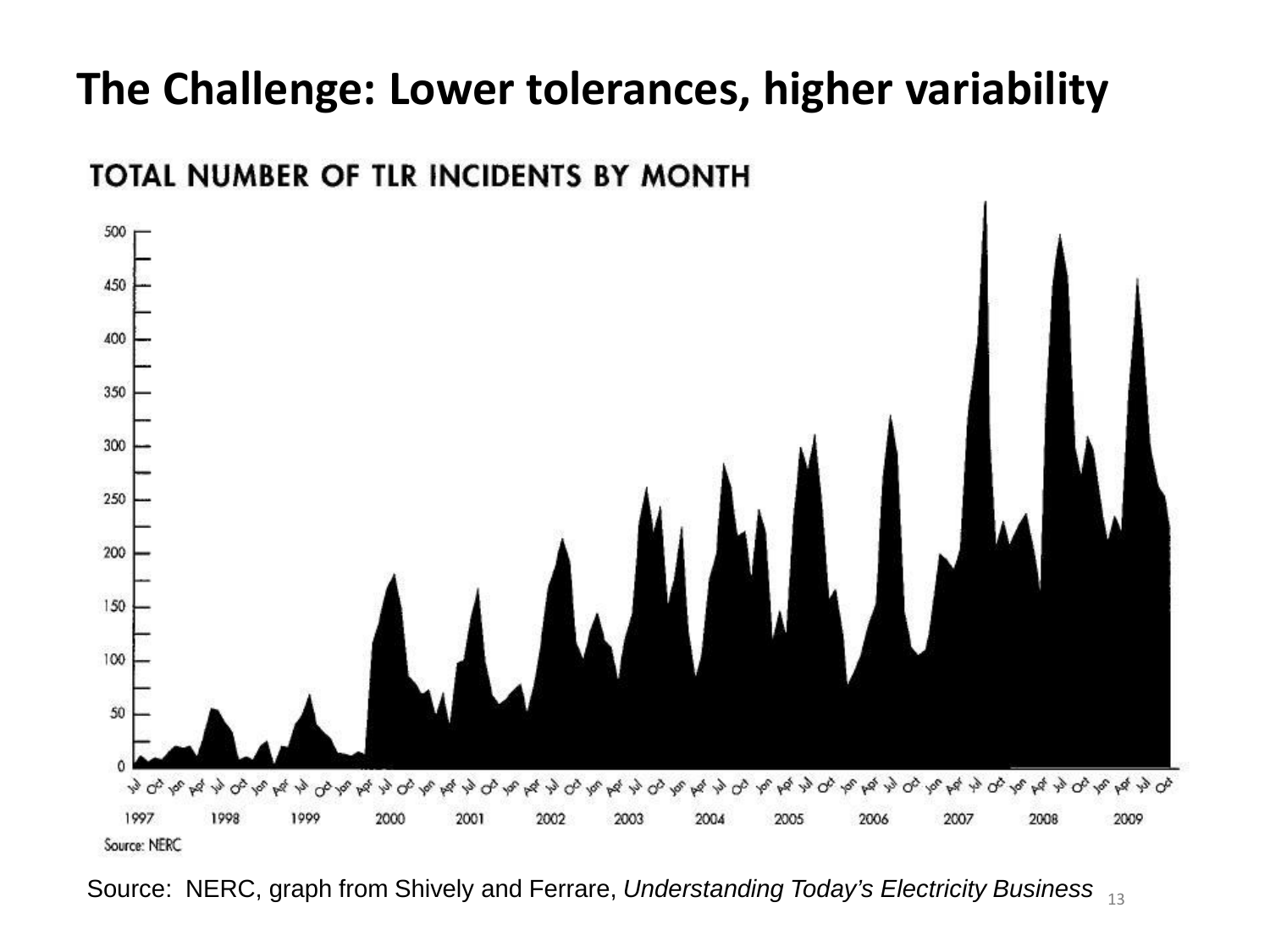# The Challenge: Lower tolerances, higher variability

TOTAL NUMBER OF TLR INCIDENTS BY MONTH

Source: NERC

Source: NERC, graph from Shively and Ferrare, *Understanding Today's Electricity Business*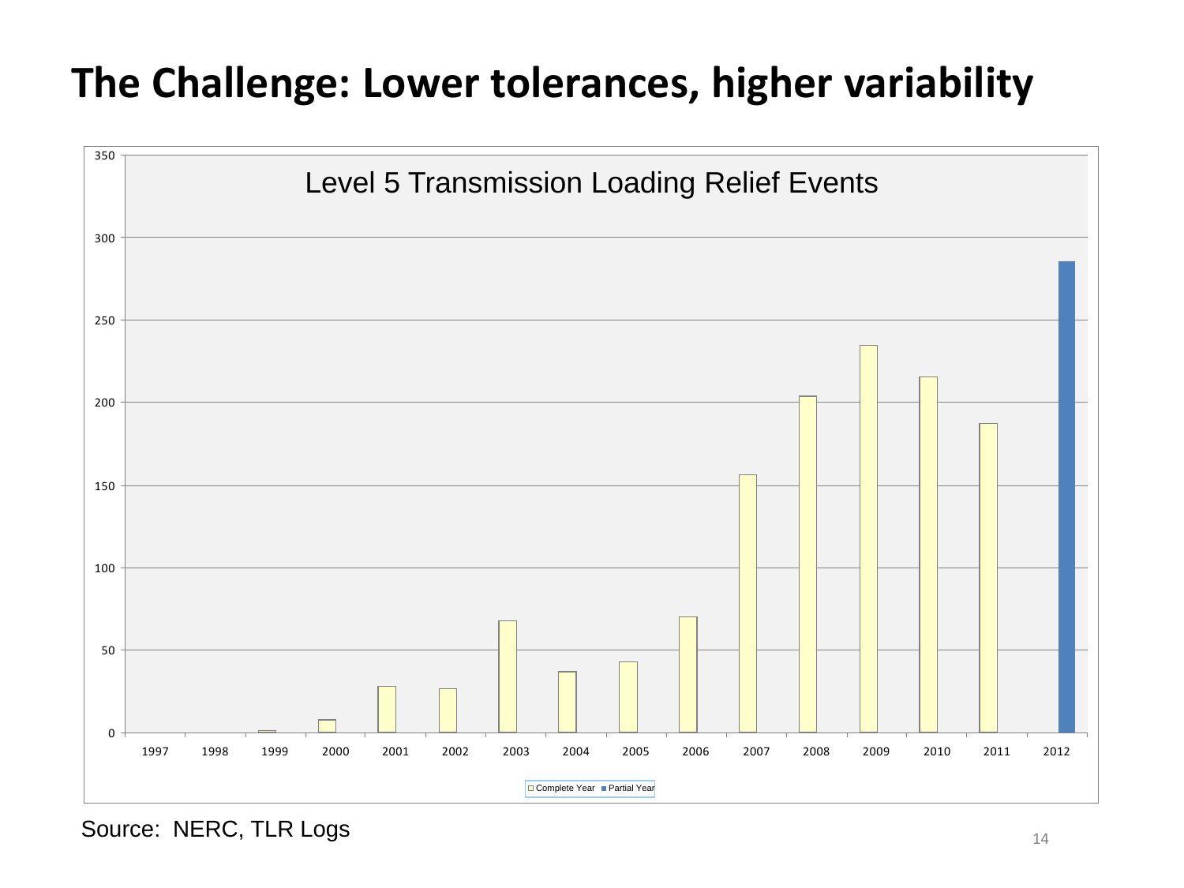# The Challenge: Lower tolerances, higher variability

Level 5 Transmission Loading Relief Events

| Year | Events |
|---|---|
| 1997 | 0 |
| 1998 | 0 |
| 1999 | 1 |
| 2000 | 8 |
| 2001 | 28 |
| 2002 | 27 |
| 2003 | 68 |
| 2004 | 37 |
| 2005 | 43 |
| 2006 | 70 |
| 2007 | 156 |
| 2008 | 204 |
| 2009 | 235 |
| 2010 | 216 |
| 2011 | 187 |
| 2012 (Partial Year) | 286 |

Complete Year ■ Partial Year

Source: NERC, TLR Logs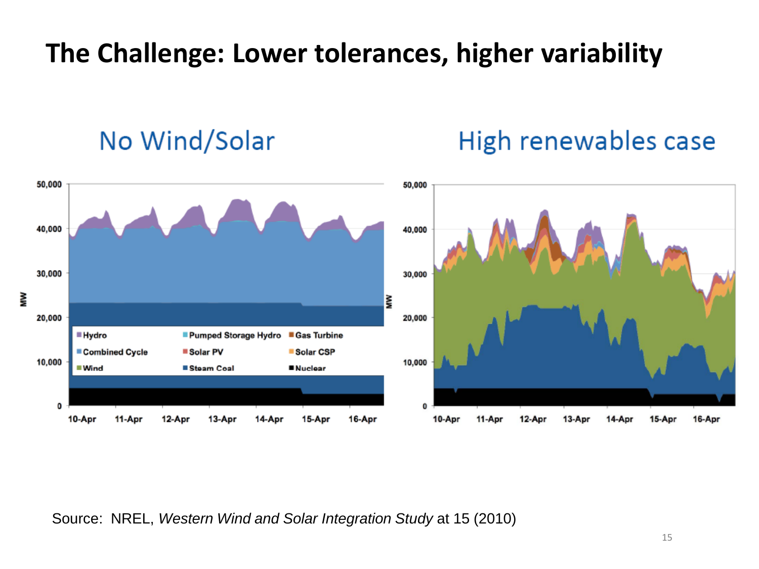# The Challenge: Lower tolerances, higher variability

Source: NREL, *Western Wind and Solar Integration Study* at 15 (2010)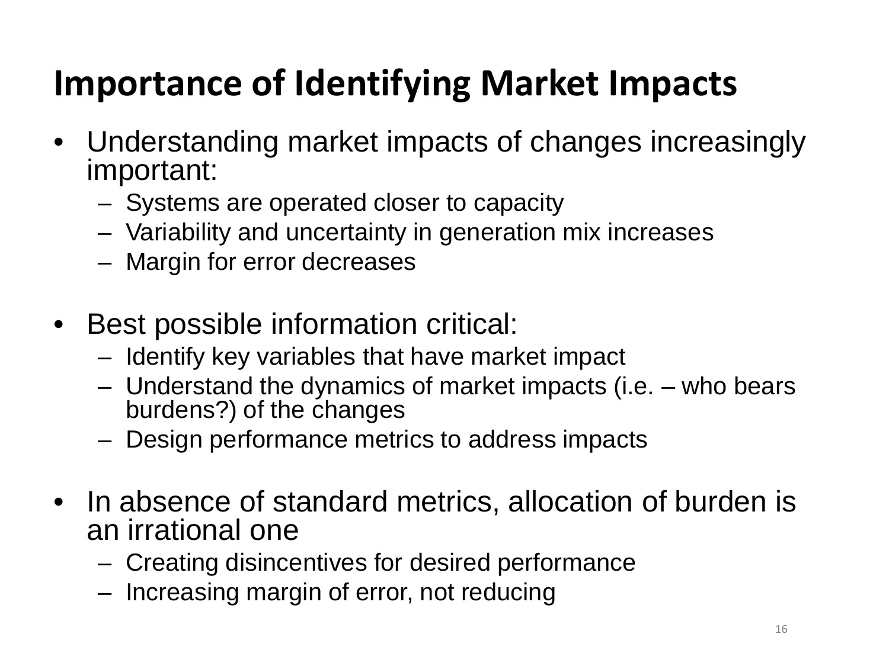# Importance of Identifying Market Impacts

- Understanding market impacts of changes increasingly important:
  - Systems are operated closer to capacity
  - Variability and uncertainty in generation mix increases
  - Margin for error decreases

- Best possible information critical:
  - Identify key variables that have market impact
  - Understand the dynamics of market impacts (i.e. – who bears burdens?) of the changes
  - Design performance metrics to address impacts

- In absence of standard metrics, allocation of burden is an irrational one
  - Creating disincentives for desired performance
  - Increasing margin of error, not reducing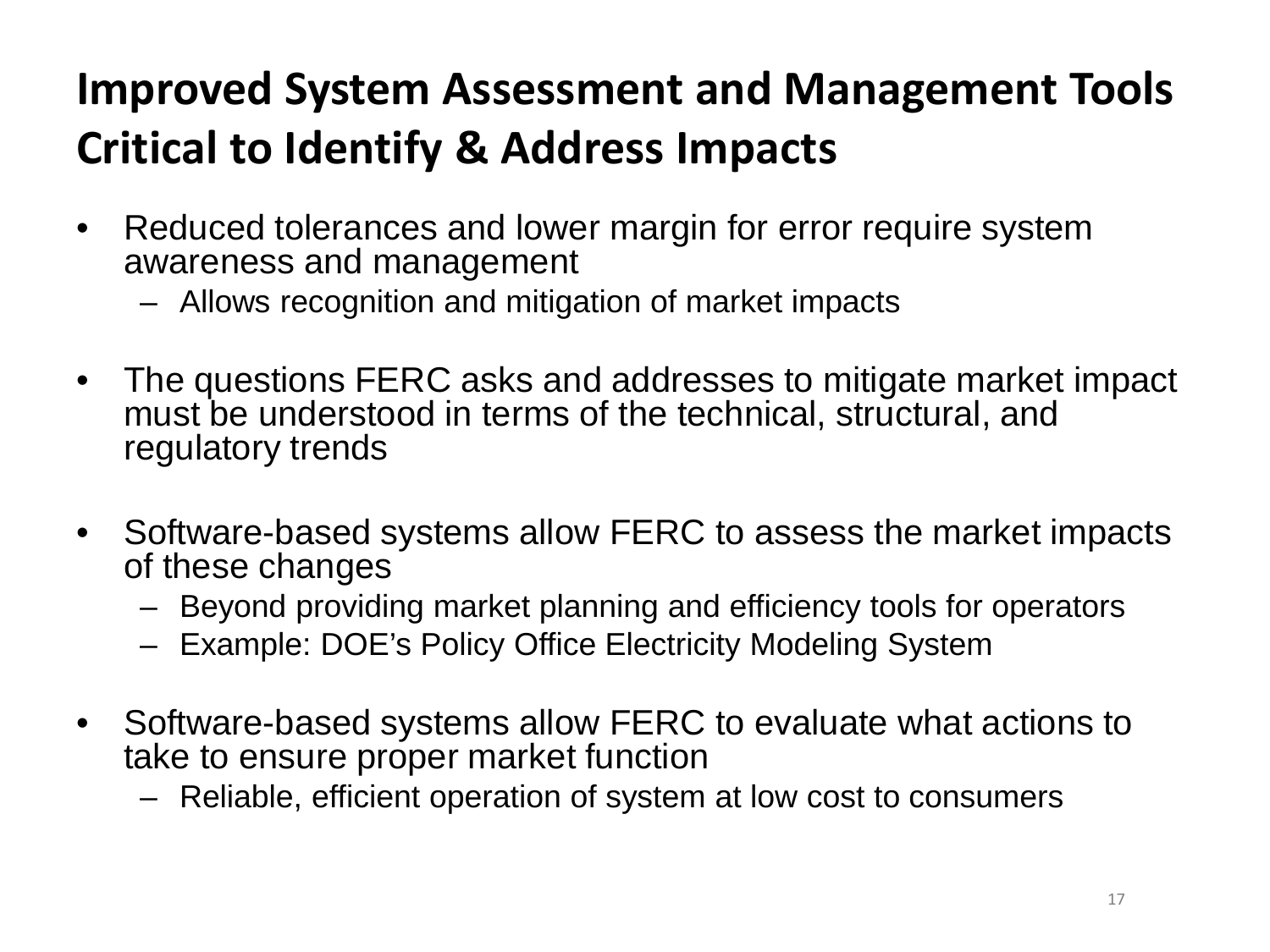# Improved System Assessment and Management Tools Critical to Identify & Address Impacts

- Reduced tolerances and lower margin for error require system awareness and management
  - Allows recognition and mitigation of market impacts
- The questions FERC asks and addresses to mitigate market impact must be understood in terms of the technical, structural, and regulatory trends
- Software-based systems allow FERC to assess the market impacts of these changes
  - Beyond providing market planning and efficiency tools for operators
  - Example: DOE's Policy Office Electricity Modeling System
- Software-based systems allow FERC to evaluate what actions to take to ensure proper market function
  - Reliable, efficient operation of system at low cost to consumers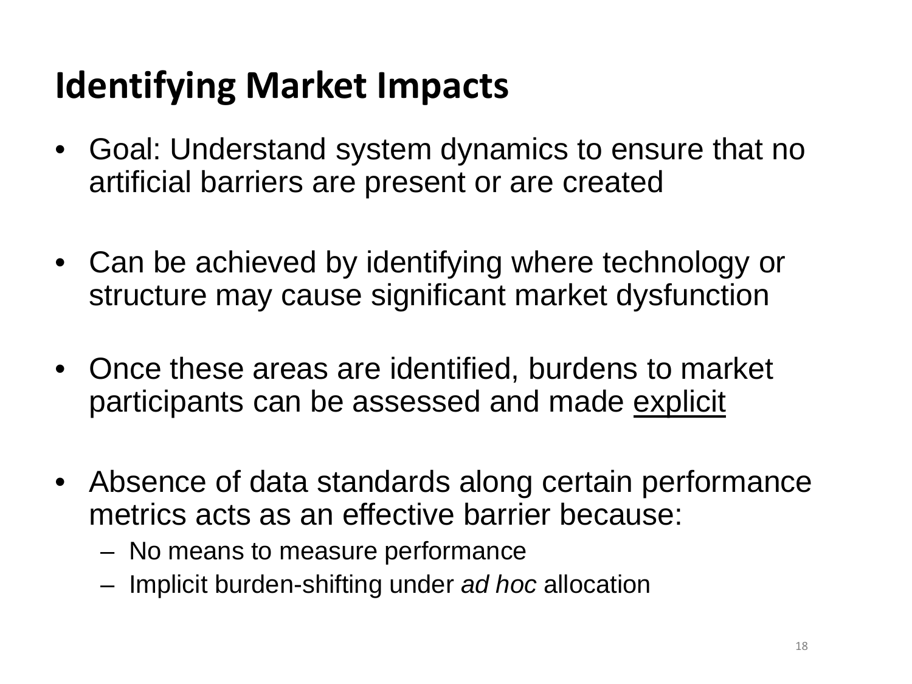# Identifying Market Impacts

- Goal: Understand system dynamics to ensure that no artificial barriers are present or are created
- Can be achieved by identifying where technology or structure may cause significant market dysfunction
- Once these areas are identified, burdens to market participants can be assessed and made <u>explicit</u>
- Absence of data standards along certain performance metrics acts as an effective barrier because:
  - No means to measure performance
  - Implicit burden-shifting under *ad hoc* allocation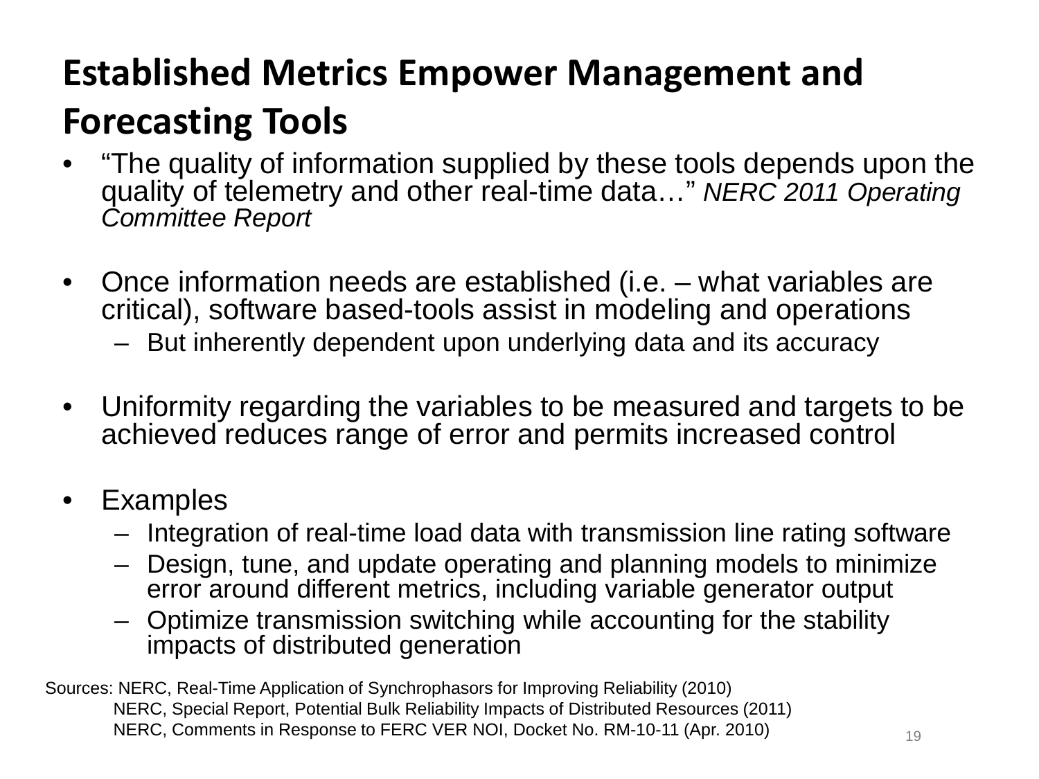# Established Metrics Empower Management and Forecasting Tools

- "The quality of information supplied by these tools depends upon the quality of telemetry and other real-time data…" *NERC 2011 Operating Committee Report*

- Once information needs are established (i.e. – what variables are critical), software based-tools assist in modeling and operations
  - But inherently dependent upon underlying data and its accuracy

- Uniformity regarding the variables to be measured and targets to be achieved reduces range of error and permits increased control

- Examples
  - Integration of real-time load data with transmission line rating software
  - Design, tune, and update operating and planning models to minimize error around different metrics, including variable generator output
  - Optimize transmission switching while accounting for the stability impacts of distributed generation

Sources: NERC, Real-Time Application of Synchrophasors for Improving Reliability (2010)
NERC, Special Report, Potential Bulk Reliability Impacts of Distributed Resources (2011)
NERC, Comments in Response to FERC VER NOI, Docket No. RM-10-11 (Apr. 2010)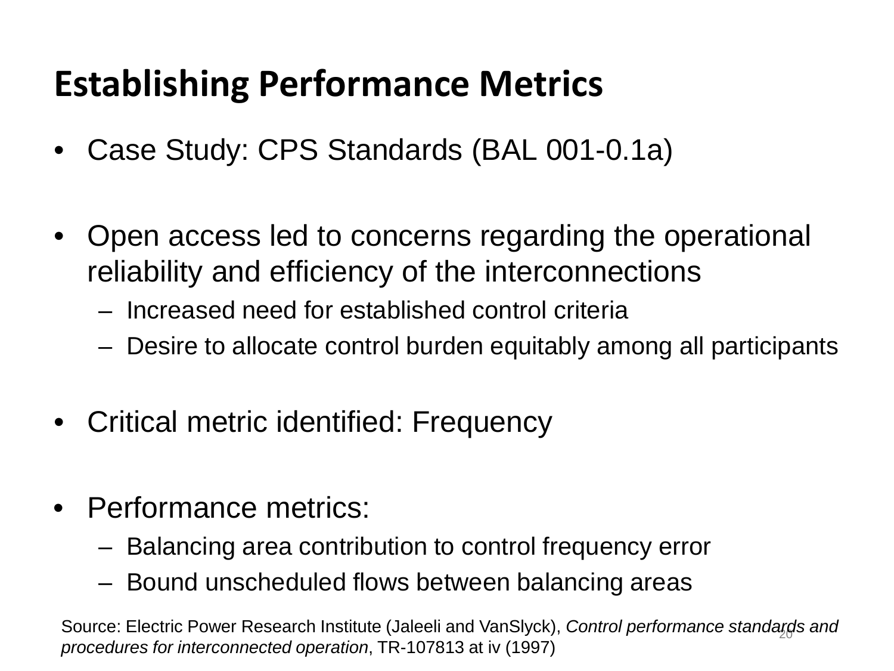# Establishing Performance Metrics

- Case Study: CPS Standards (BAL 001-0.1a)

- Open access led to concerns regarding the operational reliability and efficiency of the interconnections
  - Increased need for established control criteria
  - Desire to allocate control burden equitably among all participants

- Critical metric identified: Frequency

- Performance metrics:
  - Balancing area contribution to control frequency error
  - Bound unscheduled flows between balancing areas

Source: Electric Power Research Institute (Jaleeli and VanSlyck), *Control performance standards and procedures for interconnected operation*, TR-107813 at iv (1997)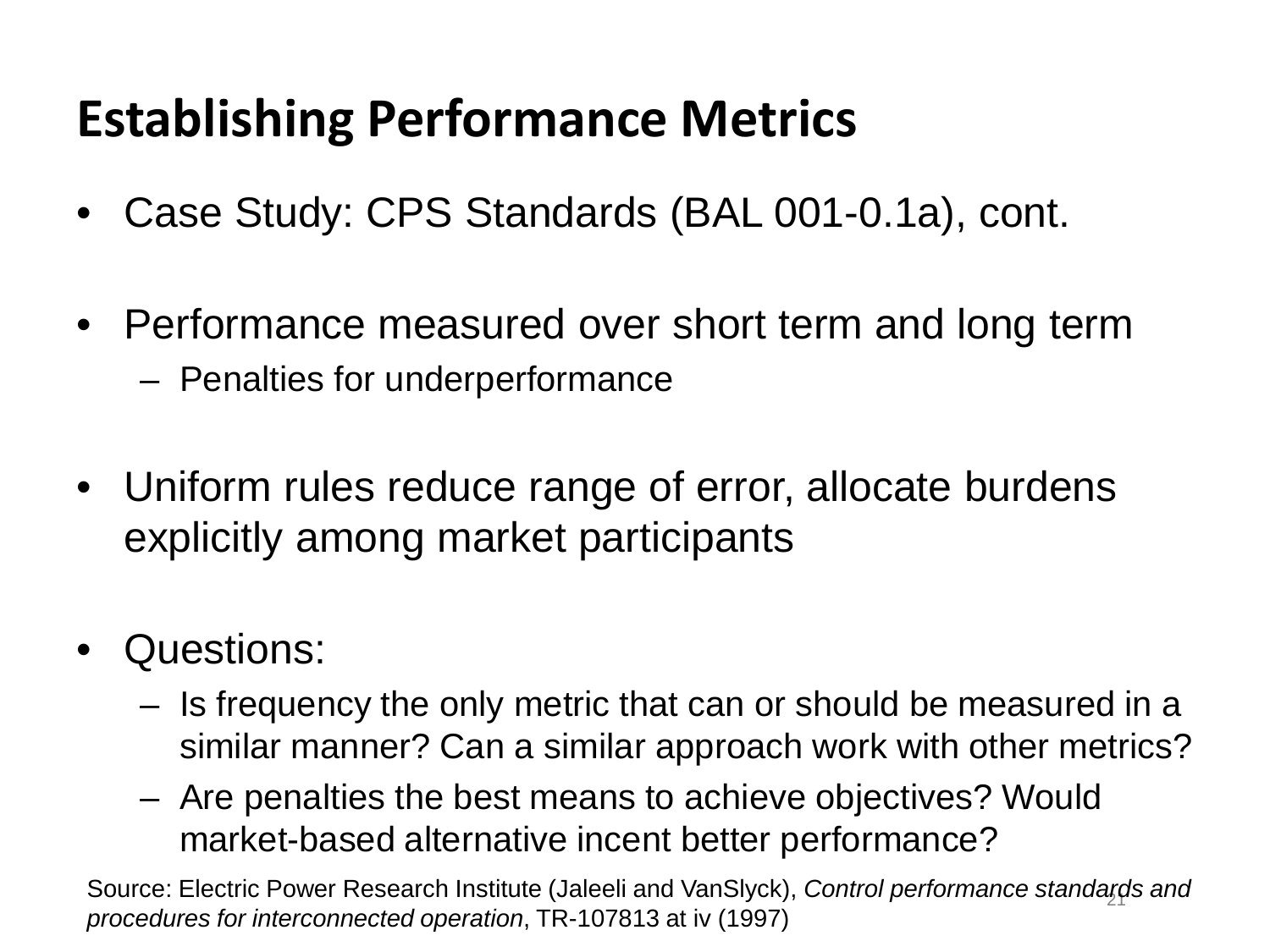# Establishing Performance Metrics

- Case Study: CPS Standards (BAL 001-0.1a), cont.
- Performance measured over short term and long term
  - Penalties for underperformance
- Uniform rules reduce range of error, allocate burdens explicitly among market participants
- Questions:
  - Is frequency the only metric that can or should be measured in a similar manner? Can a similar approach work with other metrics?
  - Are penalties the best means to achieve objectives? Would market-based alternative incent better performance?

Source: Electric Power Research Institute (Jaleeli and VanSlyck), *Control performance standards and procedures for interconnected operation*, TR-107813 at iv (1997)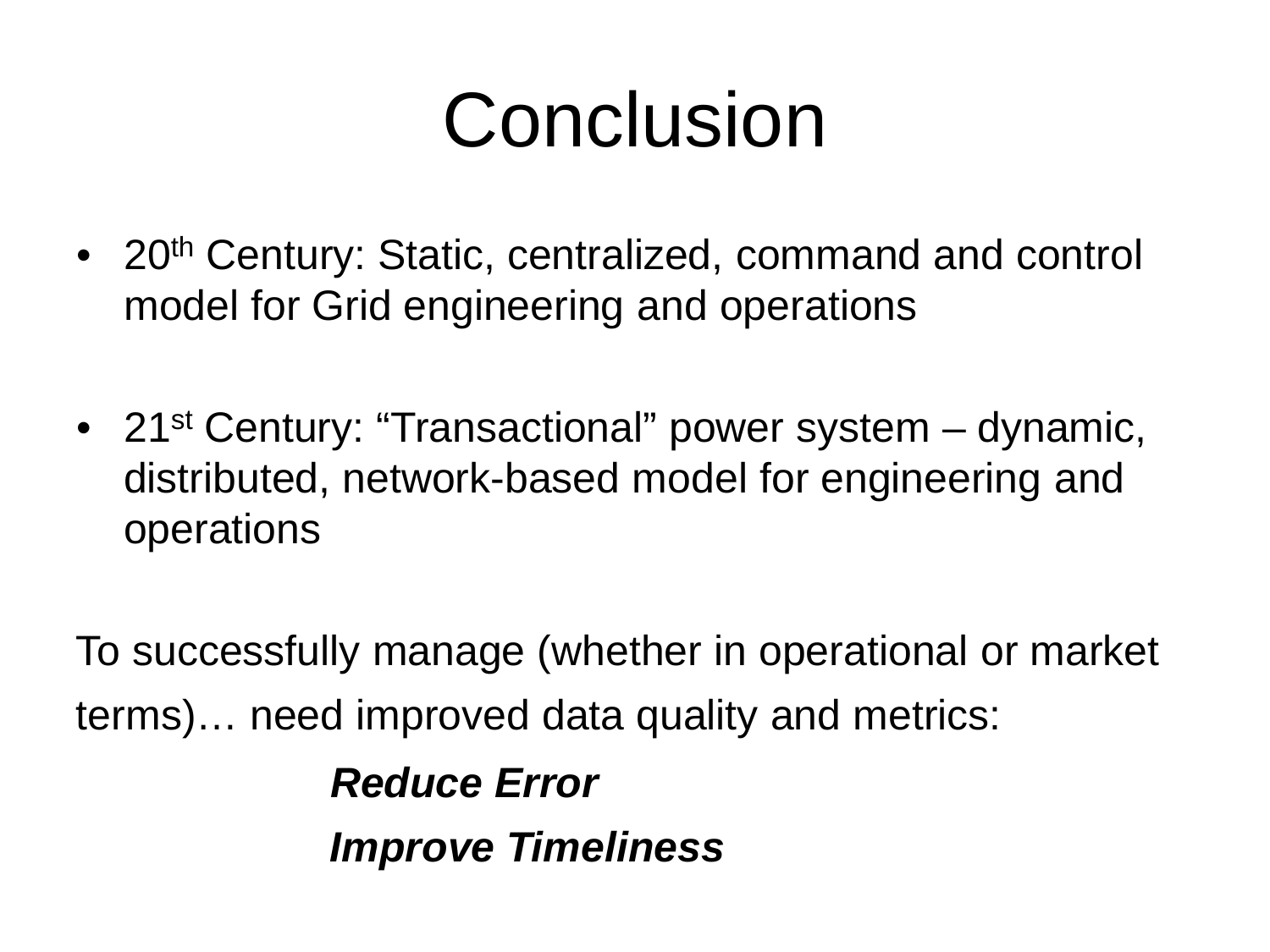# Conclusion

- 20th Century: Static, centralized, command and control model for Grid engineering and operations
- 21st Century: "Transactional" power system – dynamic, distributed, network-based model for engineering and operations

To successfully manage (whether in operational or market terms)… need improved data quality and metrics:

***Reduce Error***

***Improve Timeliness***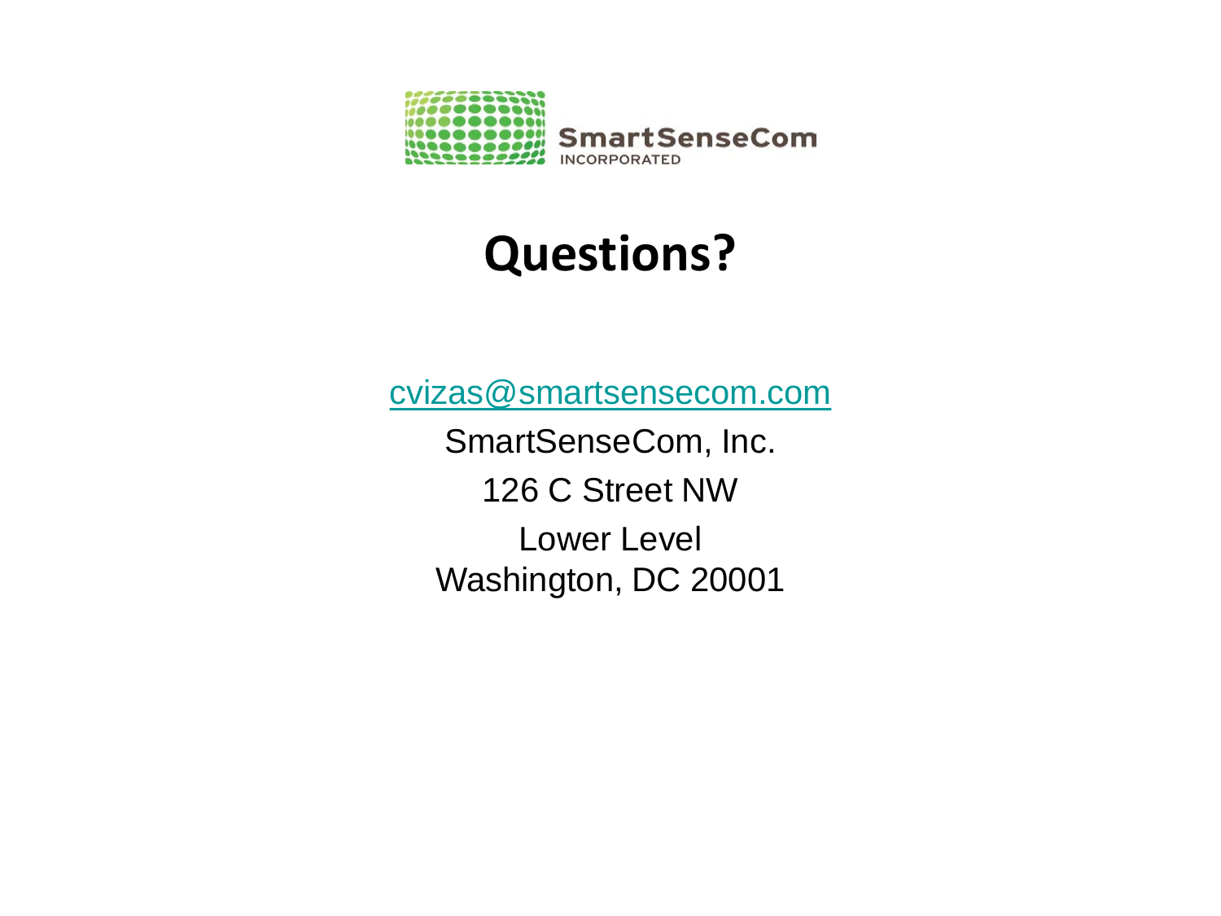SmartSenseCom
INCORPORATED

# Questions?

cvizas@smartsensecom.com

SmartSenseCom, Inc.

126 C Street NW

Lower Level
Washington, DC 20001